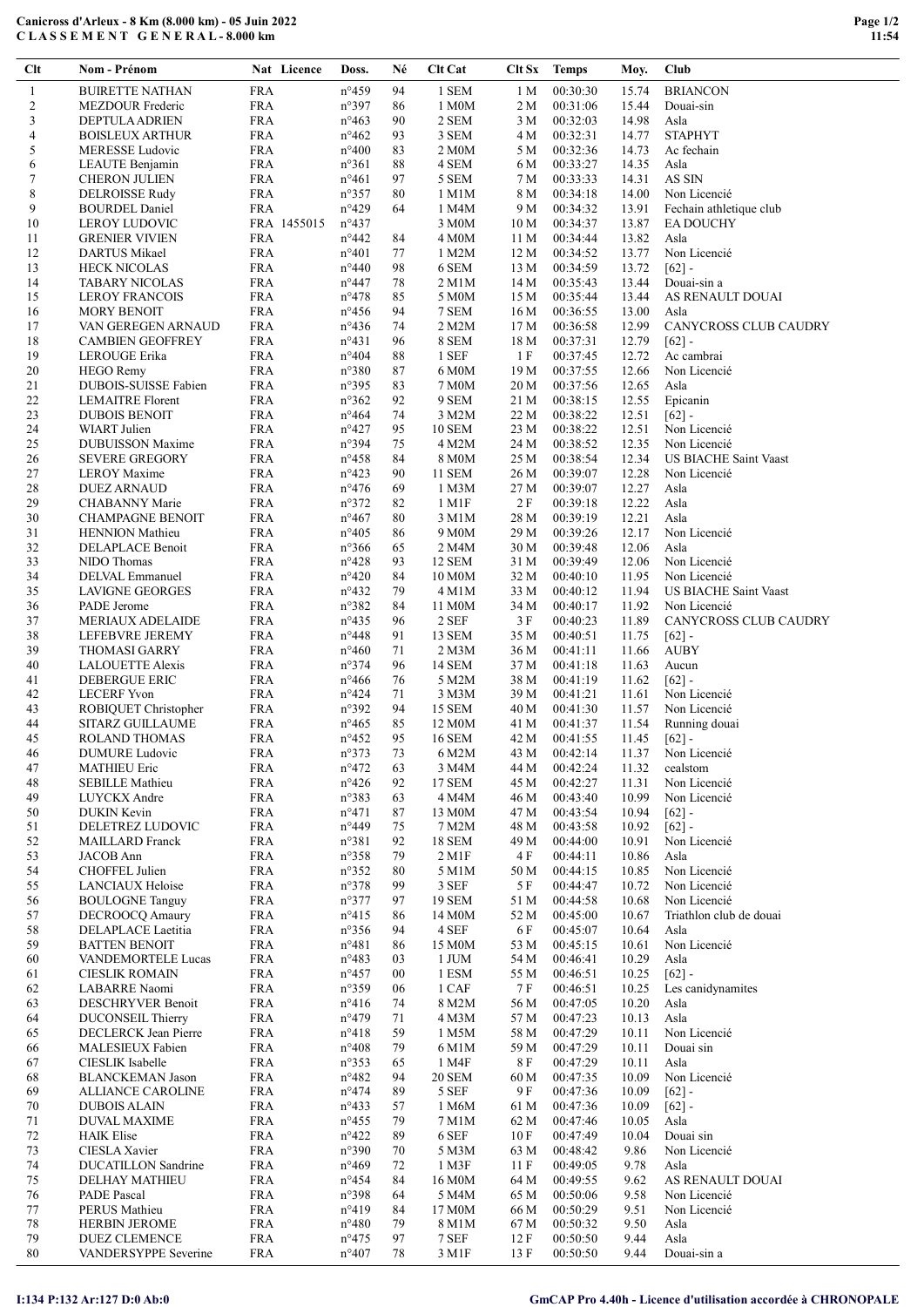**Canicross d'Arleux - 8 Km (8.000 km) - 05 Juin 2022**
**C L A S S E M E N T G E N E R A L - 8.000 km**

| Clt | Nom - Prénom | Nat | Licence | Doss. | Né | Clt Cat | Clt Sx | Temps | Moy. | Club |
|---|---|---|---|---|---|---|---|---|---|---|
| 1 | BUIRETTE NATHAN | FRA | | n°459 | 94 | 1 SEM | 1 M | 00:30:30 | 15.74 | BRIANCON |
| 2 | MEZDOUR Frederic | FRA | | n°397 | 86 | 1 M0M | 2 M | 00:31:06 | 15.44 | Douai-sin |
| 3 | DEPTULA ADRIEN | FRA | | n°463 | 90 | 2 SEM | 3 M | 00:32:03 | 14.98 | Asla |
| 4 | BOISLEUX ARTHUR | FRA | | n°462 | 93 | 3 SEM | 4 M | 00:32:31 | 14.77 | STAPHYT |
| 5 | MERESSE Ludovic | FRA | | n°400 | 83 | 2 M0M | 5 M | 00:32:36 | 14.73 | Ac fechain |
| 6 | LEAUTE Benjamin | FRA | | n°361 | 88 | 4 SEM | 6 M | 00:33:27 | 14.35 | Asla |
| 7 | CHERON JULIEN | FRA | | n°461 | 97 | 5 SEM | 7 M | 00:33:33 | 14.31 | AS SIN |
| 8 | DELROISSE Rudy | FRA | | n°357 | 80 | 1 M1M | 8 M | 00:34:18 | 14.00 | Non Licencié |
| 9 | BOURDEL Daniel | FRA | | n°429 | 64 | 1 M4M | 9 M | 00:34:32 | 13.91 | Fechain athletique club |
| 10 | LEROY LUDOVIC | FRA | 1455015 | n°437 | | 3 M0M | 10 M | 00:34:37 | 13.87 | EA DOUCHY |
| 11 | GRENIER VIVIEN | FRA | | n°442 | 84 | 4 M0M | 11 M | 00:34:44 | 13.82 | Asla |
| 12 | DARTUS Mikael | FRA | | n°401 | 77 | 1 M2M | 12 M | 00:34:52 | 13.77 | Non Licencié |
| 13 | HECK NICOLAS | FRA | | n°440 | 98 | 6 SEM | 13 M | 00:34:59 | 13.72 | [62] - |
| 14 | TABARY NICOLAS | FRA | | n°447 | 78 | 2 M1M | 14 M | 00:35:43 | 13.44 | Douai-sin a |
| 15 | LEROY FRANCOIS | FRA | | n°478 | 85 | 5 M0M | 15 M | 00:35:44 | 13.44 | AS RENAULT DOUAI |
| 16 | MORY BENOIT | FRA | | n°456 | 94 | 7 SEM | 16 M | 00:36:55 | 13.00 | Asla |
| 17 | VAN GEREGEN ARNAUD | FRA | | n°436 | 74 | 2 M2M | 17 M | 00:36:58 | 12.99 | CANYCROSS CLUB CAUDRY |
| 18 | CAMBIEN GEOFFREY | FRA | | n°431 | 96 | 8 SEM | 18 M | 00:37:31 | 12.79 | [62] - |
| 19 | LEROUGE Erika | FRA | | n°404 | 88 | 1 SEF | 1 F | 00:37:45 | 12.72 | Ac cambrai |
| 20 | HEGO Remy | FRA | | n°380 | 87 | 6 M0M | 19 M | 00:37:55 | 12.66 | Non Licencié |
| 21 | DUBOIS-SUISSE Fabien | FRA | | n°395 | 83 | 7 M0M | 20 M | 00:37:56 | 12.65 | Asla |
| 22 | LEMAITRE Florent | FRA | | n°362 | 92 | 9 SEM | 21 M | 00:38:15 | 12.55 | Epicanin |
| 23 | DUBOIS BENOIT | FRA | | n°464 | 74 | 3 M2M | 22 M | 00:38:22 | 12.51 | [62] - |
| 24 | WIART Julien | FRA | | n°427 | 95 | 10 SEM | 23 M | 00:38:22 | 12.51 | Non Licencié |
| 25 | DUBUISSON Maxime | FRA | | n°394 | 75 | 4 M2M | 24 M | 00:38:52 | 12.35 | Non Licencié |
| 26 | SEVERE GREGORY | FRA | | n°458 | 84 | 8 M0M | 25 M | 00:38:54 | 12.34 | US BIACHE Saint Vaast |
| 27 | LEROY Maxime | FRA | | n°423 | 90 | 11 SEM | 26 M | 00:39:07 | 12.28 | Non Licencié |
| 28 | DUEZ ARNAUD | FRA | | n°476 | 69 | 1 M3M | 27 M | 00:39:07 | 12.27 | Asla |
| 29 | CHABANNY Marie | FRA | | n°372 | 82 | 1 M1F | 2 F | 00:39:18 | 12.22 | Asla |
| 30 | CHAMPAGNE BENOIT | FRA | | n°467 | 80 | 3 M1M | 28 M | 00:39:19 | 12.21 | Asla |
| 31 | HENNION Mathieu | FRA | | n°405 | 86 | 9 M0M | 29 M | 00:39:26 | 12.17 | Non Licencié |
| 32 | DELAPLACE Benoit | FRA | | n°366 | 65 | 2 M4M | 30 M | 00:39:48 | 12.06 | Asla |
| 33 | NIDO Thomas | FRA | | n°428 | 93 | 12 SEM | 31 M | 00:39:49 | 12.06 | Non Licencié |
| 34 | DELVAL Emmanuel | FRA | | n°420 | 84 | 10 M0M | 32 M | 00:40:10 | 11.95 | Non Licencié |
| 35 | LAVIGNE GEORGES | FRA | | n°432 | 79 | 4 M1M | 33 M | 00:40:12 | 11.94 | US BIACHE Saint Vaast |
| 36 | PADE Jerome | FRA | | n°382 | 84 | 11 M0M | 34 M | 00:40:17 | 11.92 | Non Licencié |
| 37 | MERIAUX ADELAIDE | FRA | | n°435 | 96 | 2 SEF | 3 F | 00:40:23 | 11.89 | CANYCROSS CLUB CAUDRY |
| 38 | LEFEBVRE JEREMY | FRA | | n°448 | 91 | 13 SEM | 35 M | 00:40:51 | 11.75 | [62] - |
| 39 | THOMASI GARRY | FRA | | n°460 | 71 | 2 M3M | 36 M | 00:41:11 | 11.66 | AUBY |
| 40 | LALOUETTE Alexis | FRA | | n°374 | 96 | 14 SEM | 37 M | 00:41:18 | 11.63 | Aucun |
| 41 | DEBERGUE ERIC | FRA | | n°466 | 76 | 5 M2M | 38 M | 00:41:19 | 11.62 | [62] - |
| 42 | LECERF Yvon | FRA | | n°424 | 71 | 3 M3M | 39 M | 00:41:21 | 11.61 | Non Licencié |
| 43 | ROBIQUET Christopher | FRA | | n°392 | 94 | 15 SEM | 40 M | 00:41:30 | 11.57 | Non Licencié |
| 44 | SITARZ GUILLAUME | FRA | | n°465 | 85 | 12 M0M | 41 M | 00:41:37 | 11.54 | Running douai |
| 45 | ROLAND THOMAS | FRA | | n°452 | 95 | 16 SEM | 42 M | 00:41:55 | 11.45 | [62] - |
| 46 | DUMURE Ludovic | FRA | | n°373 | 73 | 6 M2M | 43 M | 00:42:14 | 11.37 | Non Licencié |
| 47 | MATHIEU Eric | FRA | | n°472 | 63 | 3 M4M | 44 M | 00:42:24 | 11.32 | cealstom |
| 48 | SEBILLE Mathieu | FRA | | n°426 | 92 | 17 SEM | 45 M | 00:42:27 | 11.31 | Non Licencié |
| 49 | LUYCKX Andre | FRA | | n°383 | 63 | 4 M4M | 46 M | 00:43:40 | 10.99 | Non Licencié |
| 50 | DUKIN Kevin | FRA | | n°471 | 87 | 13 M0M | 47 M | 00:43:54 | 10.94 | [62] - |
| 51 | DELETREZ LUDOVIC | FRA | | n°449 | 75 | 7 M2M | 48 M | 00:43:58 | 10.92 | [62] - |
| 52 | MAILLARD Franck | FRA | | n°381 | 92 | 18 SEM | 49 M | 00:44:00 | 10.91 | Non Licencié |
| 53 | JACOB Ann | FRA | | n°358 | 79 | 2 M1F | 4 F | 00:44:11 | 10.86 | Asla |
| 54 | CHOFFEL Julien | FRA | | n°352 | 80 | 5 M1M | 50 M | 00:44:15 | 10.85 | Non Licencié |
| 55 | LANCIAUX Heloise | FRA | | n°378 | 99 | 3 SEF | 5 F | 00:44:47 | 10.72 | Non Licencié |
| 56 | BOULOGNE Tanguy | FRA | | n°377 | 97 | 19 SEM | 51 M | 00:44:58 | 10.68 | Non Licencié |
| 57 | DECROOCQ Amaury | FRA | | n°415 | 86 | 14 M0M | 52 M | 00:45:00 | 10.67 | Triathlon club de douai |
| 58 | DELAPLACE Laetitia | FRA | | n°356 | 94 | 4 SEF | 6 F | 00:45:07 | 10.64 | Asla |
| 59 | BATTEN BENOIT | FRA | | n°481 | 86 | 15 M0M | 53 M | 00:45:15 | 10.61 | Non Licencié |
| 60 | VANDEMORTELE Lucas | FRA | | n°483 | 03 | 1 JUM | 54 M | 00:46:41 | 10.29 | Asla |
| 61 | CIESLIK ROMAIN | FRA | | n°457 | 00 | 1 ESM | 55 M | 00:46:51 | 10.25 | [62] - |
| 62 | LABARRE Naomi | FRA | | n°359 | 06 | 1 CAF | 7 F | 00:46:51 | 10.25 | Les canidynamites |
| 63 | DESCHRYVER Benoit | FRA | | n°416 | 74 | 8 M2M | 56 M | 00:47:05 | 10.20 | Asla |
| 64 | DUCONSEIL Thierry | FRA | | n°479 | 71 | 4 M3M | 57 M | 00:47:23 | 10.13 | Asla |
| 65 | DECLERCK Jean Pierre | FRA | | n°418 | 59 | 1 M5M | 58 M | 00:47:29 | 10.11 | Non Licencié |
| 66 | MALESIEUX Fabien | FRA | | n°408 | 79 | 6 M1M | 59 M | 00:47:29 | 10.11 | Douai sin |
| 67 | CIESLIK Isabelle | FRA | | n°353 | 65 | 1 M4F | 8 F | 00:47:29 | 10.11 | Asla |
| 68 | BLANCKEMAN Jason | FRA | | n°482 | 94 | 20 SEM | 60 M | 00:47:35 | 10.09 | Non Licencié |
| 69 | ALLIANCE CAROLINE | FRA | | n°474 | 89 | 5 SEF | 9 F | 00:47:36 | 10.09 | [62] - |
| 70 | DUBOIS ALAIN | FRA | | n°433 | 57 | 1 M6M | 61 M | 00:47:36 | 10.09 | [62] - |
| 71 | DUVAL MAXIME | FRA | | n°455 | 79 | 7 M1M | 62 M | 00:47:46 | 10.05 | Asla |
| 72 | HAIK Elise | FRA | | n°422 | 89 | 6 SEF | 10 F | 00:47:49 | 10.04 | Douai sin |
| 73 | CIESLA Xavier | FRA | | n°390 | 70 | 5 M3M | 63 M | 00:48:42 | 9.86 | Non Licencié |
| 74 | DUCATILLON Sandrine | FRA | | n°469 | 72 | 1 M3F | 11 F | 00:49:05 | 9.78 | Asla |
| 75 | DELHAY MATHIEU | FRA | | n°454 | 84 | 16 M0M | 64 M | 00:49:55 | 9.62 | AS RENAULT DOUAI |
| 76 | PADE Pascal | FRA | | n°398 | 64 | 5 M4M | 65 M | 00:50:06 | 9.58 | Non Licencié |
| 77 | PERUS Mathieu | FRA | | n°419 | 84 | 17 M0M | 66 M | 00:50:29 | 9.51 | Non Licencié |
| 78 | HERBIN JEROME | FRA | | n°480 | 79 | 8 M1M | 67 M | 00:50:32 | 9.50 | Asla |
| 79 | DUEZ CLEMENCE | FRA | | n°475 | 97 | 7 SEF | 12 F | 00:50:50 | 9.44 | Asla |
| 80 | VANDERSYPPE Severine | FRA | | n°407 | 78 | 3 M1F | 13 F | 00:50:50 | 9.44 | Douai-sin a |

I:134 P:132 Ar:127 D:0 Ab:0

GmCAP Pro 4.40h - Licence d'utilisation accordée à CHRONOPALE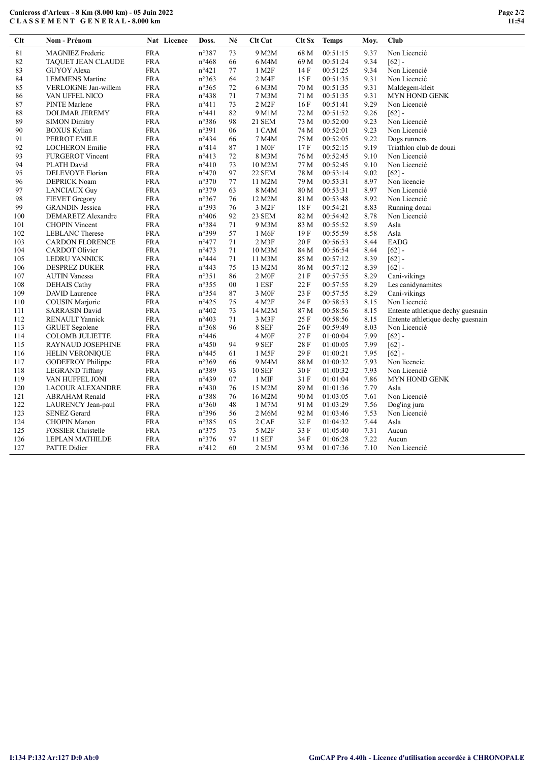**Canicross d'Arleux - 8 Km (8.000 km) - 05 Juin 2022**
**C L A S S E M E N T   G E N E R A L - 8.000 km**

| Clt | Nom - Prénom | Nat | Licence | Doss. | Né | Clt Cat | Clt Sx | Temps | Moy. | Club |
|---|---|---|---|---|---|---|---|---|---|---|
| 81 | MAGNIEZ Frederic | FRA | | n°387 | 73 | 9 M2M | 68 M | 00:51:15 | 9.37 | Non Licencié |
| 82 | TAQUET JEAN CLAUDE | FRA | | n°468 | 66 | 6 M4M | 69 M | 00:51:24 | 9.34 | [62] - |
| 83 | GUYOY Alexa | FRA | | n°421 | 77 | 1 M2F | 14 F | 00:51:25 | 9.34 | Non Licencié |
| 84 | LEMMENS Martine | FRA | | n°363 | 64 | 2 M4F | 15 F | 00:51:35 | 9.31 | Non Licencié |
| 85 | VERLOIGNE Jan-willem | FRA | | n°365 | 72 | 6 M3M | 70 M | 00:51:35 | 9.31 | Maldegem-kleit |
| 86 | VAN UFFEL NICO | FRA | | n°438 | 71 | 7 M3M | 71 M | 00:51:35 | 9.31 | MYN HOND GENK |
| 87 | PINTE Marlene | FRA | | n°411 | 73 | 2 M2F | 16 F | 00:51:41 | 9.29 | Non Licencié |
| 88 | DOLIMAR JEREMY | FRA | | n°441 | 82 | 9 M1M | 72 M | 00:51:52 | 9.26 | [62] - |
| 89 | SIMON Dimitry | FRA | | n°386 | 98 | 21 SEM | 73 M | 00:52:00 | 9.23 | Non Licencié |
| 90 | BOXUS Kylian | FRA | | n°391 | 06 | 1 CAM | 74 M | 00:52:01 | 9.23 | Non Licencié |
| 91 | PERROT EMILE | FRA | | n°434 | 66 | 7 M4M | 75 M | 00:52:05 | 9.22 | Dogs runners |
| 92 | LOCHERON Emilie | FRA | | n°414 | 87 | 1 M0F | 17 F | 00:52:15 | 9.19 | Triathlon club de douai |
| 93 | FURGEROT Vincent | FRA | | n°413 | 72 | 8 M3M | 76 M | 00:52:45 | 9.10 | Non Licencié |
| 94 | PLATH David | FRA | | n°410 | 73 | 10 M2M | 77 M | 00:52:45 | 9.10 | Non Licencié |
| 95 | DELEVOYE Florian | FRA | | n°470 | 97 | 22 SEM | 78 M | 00:53:14 | 9.02 | [62] - |
| 96 | DEPRICK Noam | FRA | | n°370 | 77 | 11 M2M | 79 M | 00:53:31 | 8.97 | Non licencie |
| 97 | LANCIAUX Guy | FRA | | n°379 | 63 | 8 M4M | 80 M | 00:53:31 | 8.97 | Non Licencié |
| 98 | FIEVET Gregory | FRA | | n°367 | 76 | 12 M2M | 81 M | 00:53:48 | 8.92 | Non Licencié |
| 99 | GRANDIN Jessica | FRA | | n°393 | 76 | 3 M2F | 18 F | 00:54:21 | 8.83 | Running douai |
| 100 | DEMARETZ Alexandre | FRA | | n°406 | 92 | 23 SEM | 82 M | 00:54:42 | 8.78 | Non Licencié |
| 101 | CHOPIN Vincent | FRA | | n°384 | 71 | 9 M3M | 83 M | 00:55:52 | 8.59 | Asla |
| 102 | LEBLANC Therese | FRA | | n°399 | 57 | 1 M6F | 19 F | 00:55:59 | 8.58 | Asla |
| 103 | CARDON FLORENCE | FRA | | n°477 | 71 | 2 M3F | 20 F | 00:56:53 | 8.44 | EADG |
| 104 | CARDOT Olivier | FRA | | n°473 | 71 | 10 M3M | 84 M | 00:56:54 | 8.44 | [62] - |
| 105 | LEDRU YANNICK | FRA | | n°444 | 71 | 11 M3M | 85 M | 00:57:12 | 8.39 | [62] - |
| 106 | DESPREZ DUKER | FRA | | n°443 | 75 | 13 M2M | 86 M | 00:57:12 | 8.39 | [62] - |
| 107 | AUTIN Vanessa | FRA | | n°351 | 86 | 2 M0F | 21 F | 00:57:55 | 8.29 | Cani-vikings |
| 108 | DEHAIS Cathy | FRA | | n°355 | 00 | 1 ESF | 22 F | 00:57:55 | 8.29 | Les canidynamites |
| 109 | DAVID Laurence | FRA | | n°354 | 87 | 3 M0F | 23 F | 00:57:55 | 8.29 | Cani-vikings |
| 110 | COUSIN Marjorie | FRA | | n°425 | 75 | 4 M2F | 24 F | 00:58:53 | 8.15 | Non Licencié |
| 111 | SARRASIN David | FRA | | n°402 | 73 | 14 M2M | 87 M | 00:58:56 | 8.15 | Entente athletique dechy guesnain |
| 112 | RENAULT Yannick | FRA | | n°403 | 71 | 3 M3F | 25 F | 00:58:56 | 8.15 | Entente athletique dechy guesnain |
| 113 | GRUET Segolene | FRA | | n°368 | 96 | 8 SEF | 26 F | 00:59:49 | 8.03 | Non Licencié |
| 114 | COLOMB JULIETTE | FRA | | n°446 | | 4 M0F | 27 F | 01:00:04 | 7.99 | [62] - |
| 115 | RAYNAUD JOSEPHINE | FRA | | n°450 | 94 | 9 SEF | 28 F | 01:00:05 | 7.99 | [62] - |
| 116 | HELIN VERONIQUE | FRA | | n°445 | 61 | 1 M5F | 29 F | 01:00:21 | 7.95 | [62] - |
| 117 | GODEFROY Philippe | FRA | | n°369 | 66 | 9 M4M | 88 M | 01:00:32 | 7.93 | Non licencie |
| 118 | LEGRAND Tiffany | FRA | | n°389 | 93 | 10 SEF | 30 F | 01:00:32 | 7.93 | Non Licencié |
| 119 | VAN HUFFEL JONI | FRA | | n°439 | 07 | 1 MIF | 31 F | 01:01:04 | 7.86 | MYN HOND GENK |
| 120 | LACOUR ALEXANDRE | FRA | | n°430 | 76 | 15 M2M | 89 M | 01:01:36 | 7.79 | Asla |
| 121 | ABRAHAM Renald | FRA | | n°388 | 76 | 16 M2M | 90 M | 01:03:05 | 7.61 | Non Licencié |
| 122 | LAURENCY Jean-paul | FRA | | n°360 | 48 | 1 M7M | 91 M | 01:03:29 | 7.56 | Dog'ing jura |
| 123 | SENEZ Gerard | FRA | | n°396 | 56 | 2 M6M | 92 M | 01:03:46 | 7.53 | Non Licencié |
| 124 | CHOPIN Manon | FRA | | n°385 | 05 | 2 CAF | 32 F | 01:04:32 | 7.44 | Asla |
| 125 | FOSSIER Christelle | FRA | | n°375 | 73 | 5 M2F | 33 F | 01:05:40 | 7.31 | Aucun |
| 126 | LEPLAN MATHILDE | FRA | | n°376 | 97 | 11 SEF | 34 F | 01:06:28 | 7.22 | Aucun |
| 127 | PATTE Didier | FRA | | n°412 | 60 | 2 M5M | 93 M | 01:07:36 | 7.10 | Non Licencié |

I:134 P:132 Ar:127 D:0 Ab:0

GmCAP Pro 4.40h - Licence d'utilisation accordée à CHRONOPALE